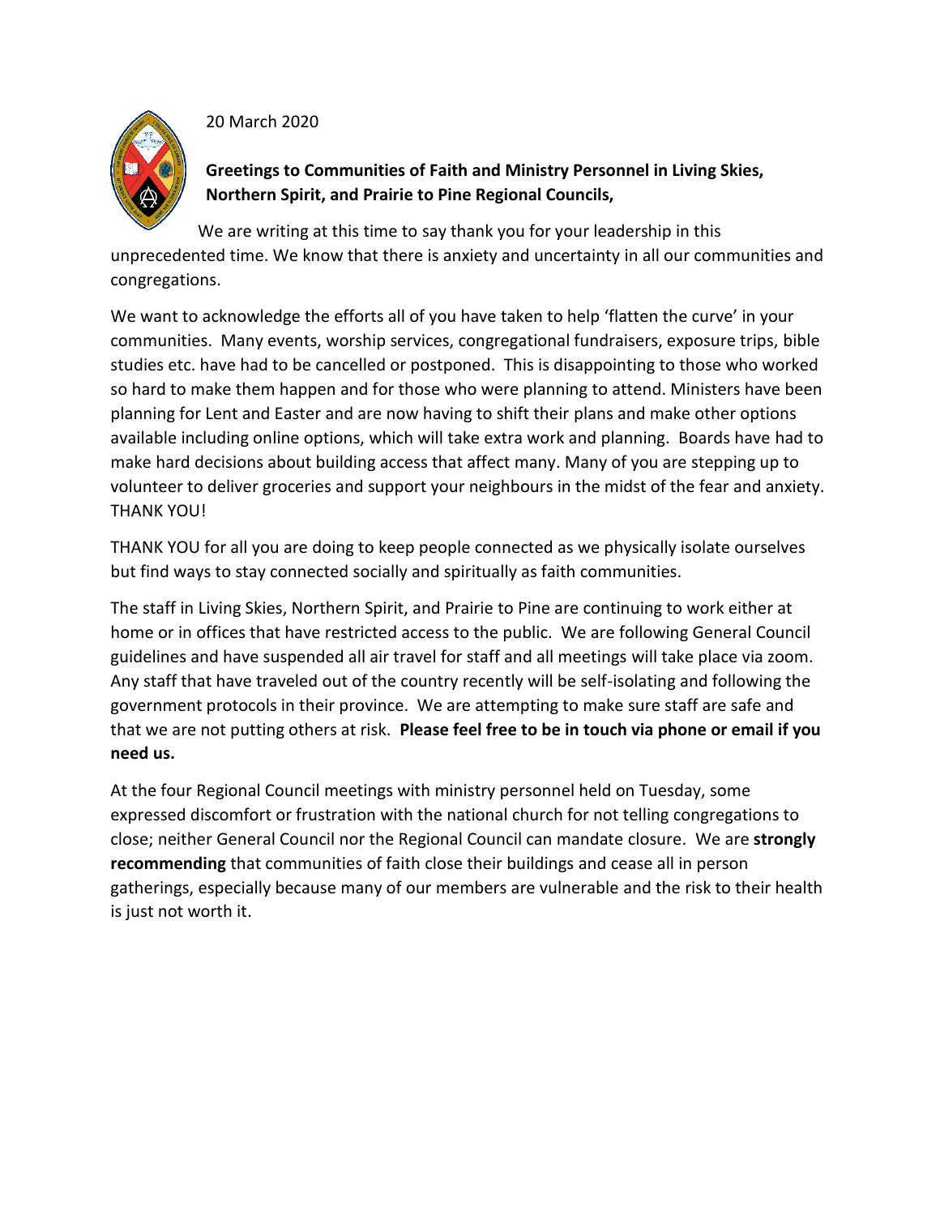20 March 2020

**Greetings to Communities of Faith and Ministry Personnel in Living Skies, Northern Spirit, and Prairie to Pine Regional Councils,**

We are writing at this time to say thank you for your leadership in this unprecedented time. We know that there is anxiety and uncertainty in all our communities and congregations.

We want to acknowledge the efforts all of you have taken to help 'flatten the curve' in your communities. Many events, worship services, congregational fundraisers, exposure trips, bible studies etc. have had to be cancelled or postponed. This is disappointing to those who worked so hard to make them happen and for those who were planning to attend. Ministers have been planning for Lent and Easter and are now having to shift their plans and make other options available including online options, which will take extra work and planning. Boards have had to make hard decisions about building access that affect many. Many of you are stepping up to volunteer to deliver groceries and support your neighbours in the midst of the fear and anxiety. THANK YOU!

THANK YOU for all you are doing to keep people connected as we physically isolate ourselves but find ways to stay connected socially and spiritually as faith communities.

The staff in Living Skies, Northern Spirit, and Prairie to Pine are continuing to work either at home or in offices that have restricted access to the public. We are following General Council guidelines and have suspended all air travel for staff and all meetings will take place via zoom. Any staff that have traveled out of the country recently will be self-isolating and following the government protocols in their province. We are attempting to make sure staff are safe and that we are not putting others at risk. **Please feel free to be in touch via phone or email if you need us.**

At the four Regional Council meetings with ministry personnel held on Tuesday, some expressed discomfort or frustration with the national church for not telling congregations to close; neither General Council nor the Regional Council can mandate closure. We are **strongly recommending** that communities of faith close their buildings and cease all in person gatherings, especially because many of our members are vulnerable and the risk to their health is just not worth it.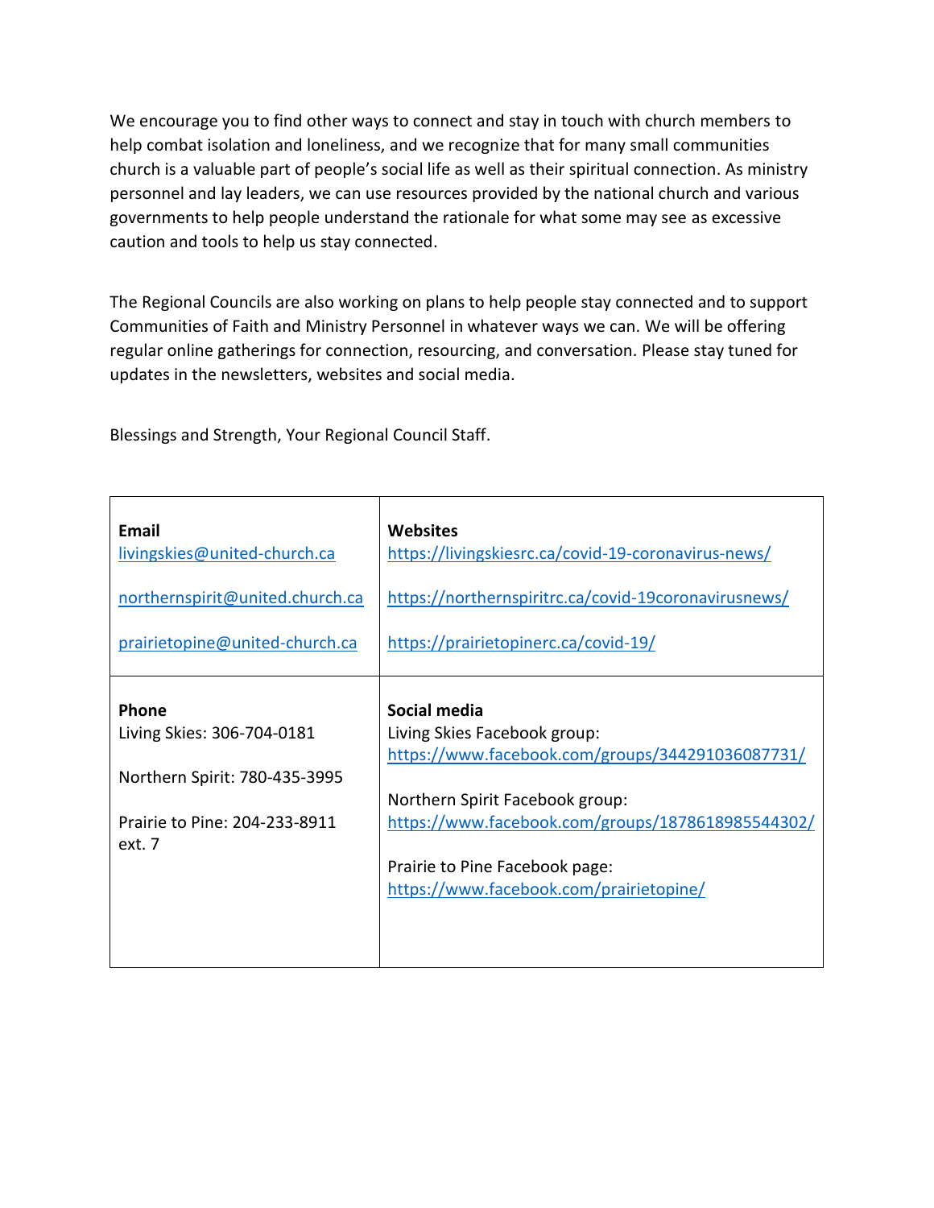We encourage you to find other ways to connect and stay in touch with church members to help combat isolation and loneliness, and we recognize that for many small communities church is a valuable part of people's social life as well as their spiritual connection. As ministry personnel and lay leaders, we can use resources provided by the national church and various governments to help people understand the rationale for what some may see as excessive caution and tools to help us stay connected.

The Regional Councils are also working on plans to help people stay connected and to support Communities of Faith and Ministry Personnel in whatever ways we can. We will be offering regular online gatherings for connection, resourcing, and conversation. Please stay tuned for updates in the newsletters, websites and social media.

Blessings and Strength, Your Regional Council Staff.

| | |
|---|---|
| **Email**<br>livingskies@united-church.ca<br><br>northernspirit@united.church.ca<br><br>prairietopine@united-church.ca | **Websites**<br>https://livingskiesrc.ca/covid-19-coronavirus-news/<br><br>https://northernspiritrc.ca/covid-19coronavirusnews/<br><br>https://prairietopinerc.ca/covid-19/ |
| **Phone**<br>Living Skies: 306-704-0181<br><br>Northern Spirit: 780-435-3995<br><br>Prairie to Pine: 204-233-8911 ext. 7 | **Social media**<br>Living Skies Facebook group:<br>https://www.facebook.com/groups/344291036087731/<br><br>Northern Spirit Facebook group:<br>https://www.facebook.com/groups/1878618985544302/<br><br>Prairie to Pine Facebook page:<br>https://www.facebook.com/prairietopine/ |